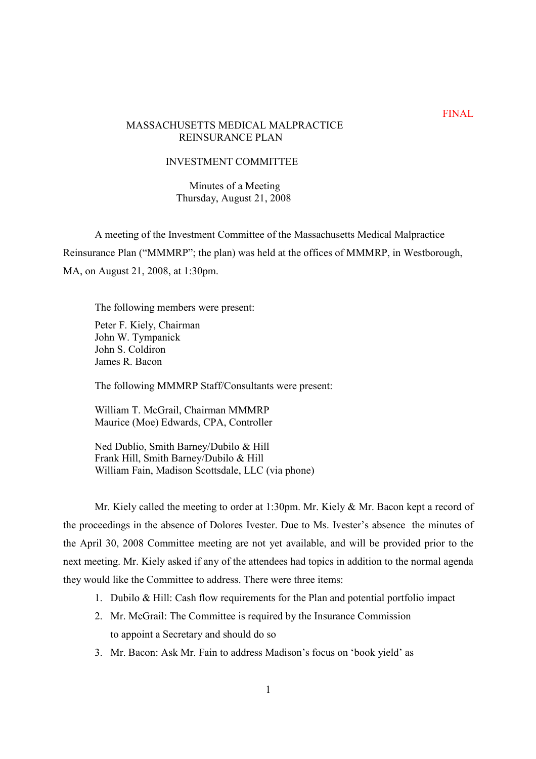FINAL

MASSACHUSETTS MEDICAL MALPRACTICE
REINSURANCE PLAN

INVESTMENT COMMITTEE

Minutes of a Meeting
Thursday, August 21, 2008

A meeting of the Investment Committee of the Massachusetts Medical Malpractice Reinsurance Plan ("MMMRP"; the plan) was held at the offices of MMMRP, in Westborough, MA, on August 21, 2008, at 1:30pm.

The following members were present:

Peter F. Kiely, Chairman
John W. Tympanick
John S. Coldiron
James R. Bacon

The following MMMRP Staff/Consultants were present:

William T. McGrail, Chairman MMMRP
Maurice (Moe) Edwards, CPA, Controller

Ned Dublio, Smith Barney/Dubilo & Hill
Frank Hill, Smith Barney/Dubilo & Hill
William Fain, Madison Scottsdale, LLC (via phone)

Mr. Kiely called the meeting to order at 1:30pm. Mr. Kiely & Mr. Bacon kept a record of the proceedings in the absence of Dolores Ivester. Due to Ms. Ivester's absence the minutes of the April 30, 2008 Committee meeting are not yet available, and will be provided prior to the next meeting. Mr. Kiely asked if any of the attendees had topics in addition to the normal agenda they would like the Committee to address. There were three items:

1. Dubilo & Hill: Cash flow requirements for the Plan and potential portfolio impact
2. Mr. McGrail: The Committee is required by the Insurance Commission to appoint a Secretary and should do so
3. Mr. Bacon: Ask Mr. Fain to address Madison's focus on 'book yield' as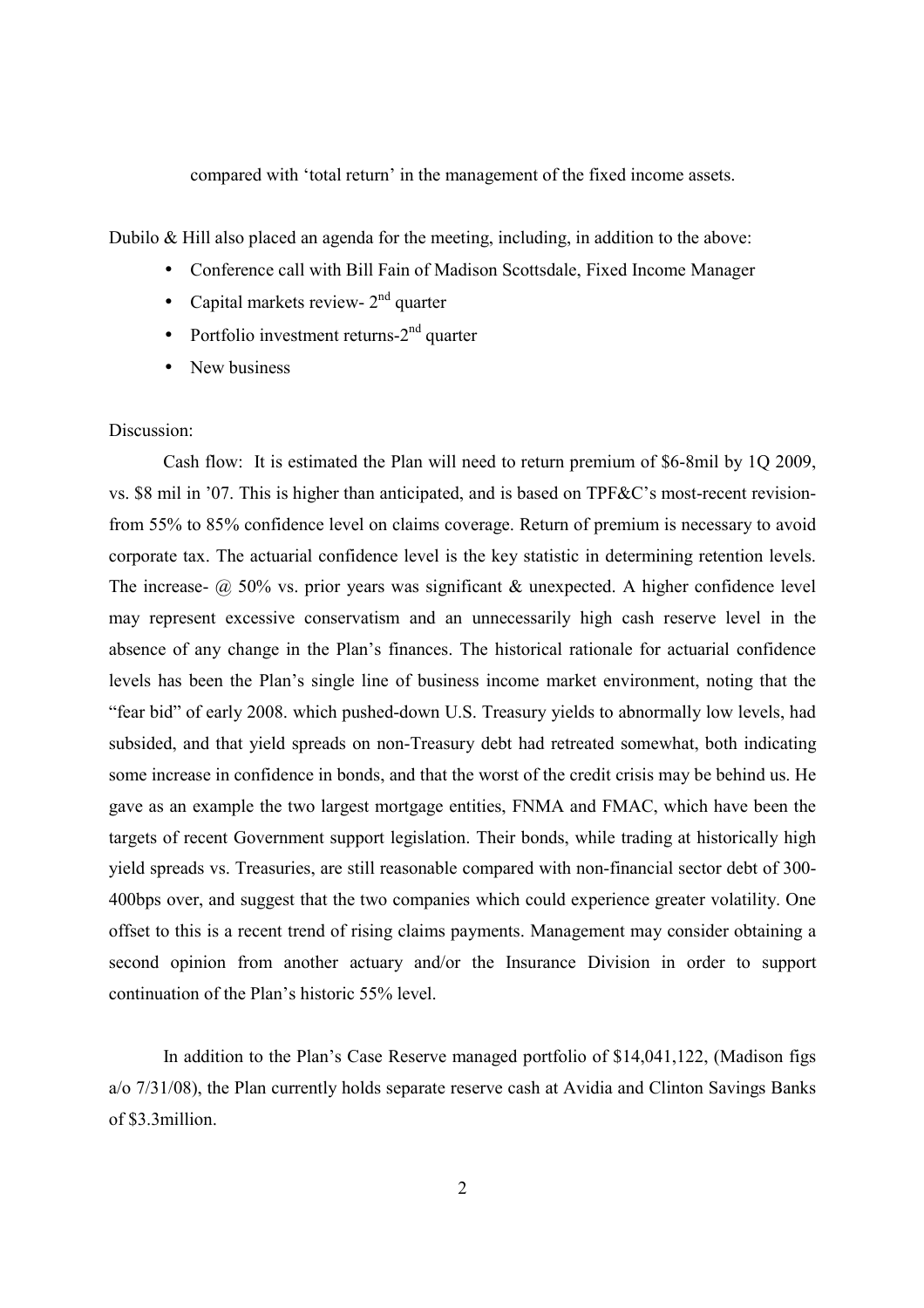compared with 'total return' in the management of the fixed income assets.

Dubilo & Hill also placed an agenda for the meeting, including, in addition to the above:

- Conference call with Bill Fain of Madison Scottsdale, Fixed Income Manager
- Capital markets review- 2nd quarter
- Portfolio investment returns-2nd quarter
- New business

Discussion:

Cash flow: It is estimated the Plan will need to return premium of $6-8mil by 1Q 2009, vs. $8 mil in '07. This is higher than anticipated, and is based on TPF&C's most-recent revision- from 55% to 85% confidence level on claims coverage. Return of premium is necessary to avoid corporate tax. The actuarial confidence level is the key statistic in determining retention levels. The increase- @ 50% vs. prior years was significant & unexpected. A higher confidence level may represent excessive conservatism and an unnecessarily high cash reserve level in the absence of any change in the Plan's finances. The historical rationale for actuarial confidence levels has been the Plan's single line of business income market environment, noting that the "fear bid" of early 2008. which pushed-down U.S. Treasury yields to abnormally low levels, had subsided, and that yield spreads on non-Treasury debt had retreated somewhat, both indicating some increase in confidence in bonds, and that the worst of the credit crisis may be behind us. He gave as an example the two largest mortgage entities, FNMA and FMAC, which have been the targets of recent Government support legislation. Their bonds, while trading at historically high yield spreads vs. Treasuries, are still reasonable compared with non-financial sector debt of 300-400bps over, and suggest that the two companies which could experience greater volatility. One offset to this is a recent trend of rising claims payments. Management may consider obtaining a second opinion from another actuary and/or the Insurance Division in order to support continuation of the Plan's historic 55% level.

In addition to the Plan's Case Reserve managed portfolio of $14,041,122, (Madison figs a/o 7/31/08), the Plan currently holds separate reserve cash at Avidia and Clinton Savings Banks of $3.3million.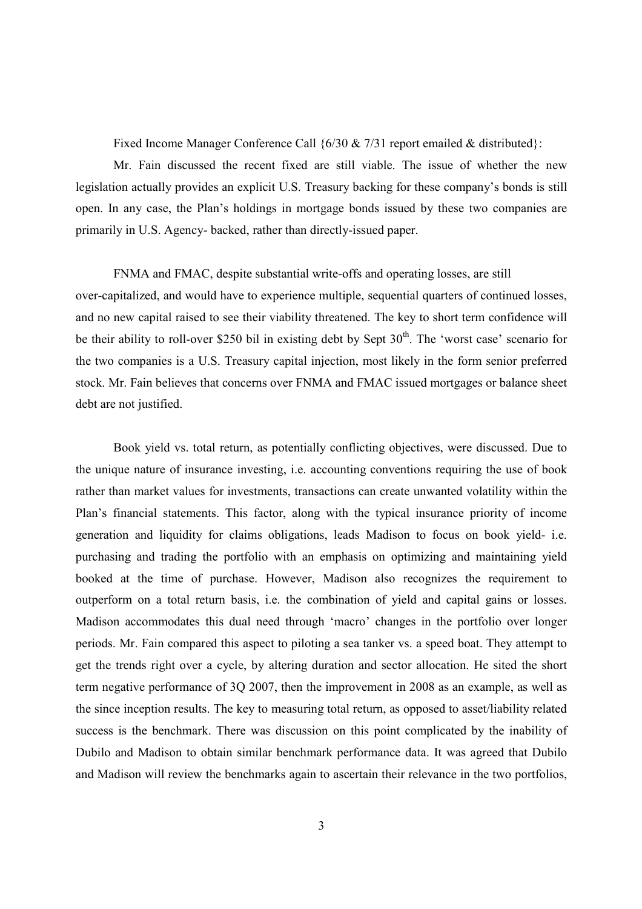Fixed Income Manager Conference Call {6/30 & 7/31 report emailed & distributed}:

Mr. Fain discussed the recent fixed are still viable. The issue of whether the new legislation actually provides an explicit U.S. Treasury backing for these company's bonds is still open. In any case, the Plan's holdings in mortgage bonds issued by these two companies are primarily in U.S. Agency- backed, rather than directly-issued paper.

FNMA and FMAC, despite substantial write-offs and operating losses, are still over-capitalized, and would have to experience multiple, sequential quarters of continued losses, and no new capital raised to see their viability threatened. The key to short term confidence will be their ability to roll-over $250 bil in existing debt by Sept 30th. The 'worst case' scenario for the two companies is a U.S. Treasury capital injection, most likely in the form senior preferred stock. Mr. Fain believes that concerns over FNMA and FMAC issued mortgages or balance sheet debt are not justified.

Book yield vs. total return, as potentially conflicting objectives, were discussed. Due to the unique nature of insurance investing, i.e. accounting conventions requiring the use of book rather than market values for investments, transactions can create unwanted volatility within the Plan's financial statements. This factor, along with the typical insurance priority of income generation and liquidity for claims obligations, leads Madison to focus on book yield- i.e. purchasing and trading the portfolio with an emphasis on optimizing and maintaining yield booked at the time of purchase. However, Madison also recognizes the requirement to outperform on a total return basis, i.e. the combination of yield and capital gains or losses. Madison accommodates this dual need through 'macro' changes in the portfolio over longer periods. Mr. Fain compared this aspect to piloting a sea tanker vs. a speed boat. They attempt to get the trends right over a cycle, by altering duration and sector allocation. He sited the short term negative performance of 3Q 2007, then the improvement in 2008 as an example, as well as the since inception results. The key to measuring total return, as opposed to asset/liability related success is the benchmark. There was discussion on this point complicated by the inability of Dubilo and Madison to obtain similar benchmark performance data. It was agreed that Dubilo and Madison will review the benchmarks again to ascertain their relevance in the two portfolios,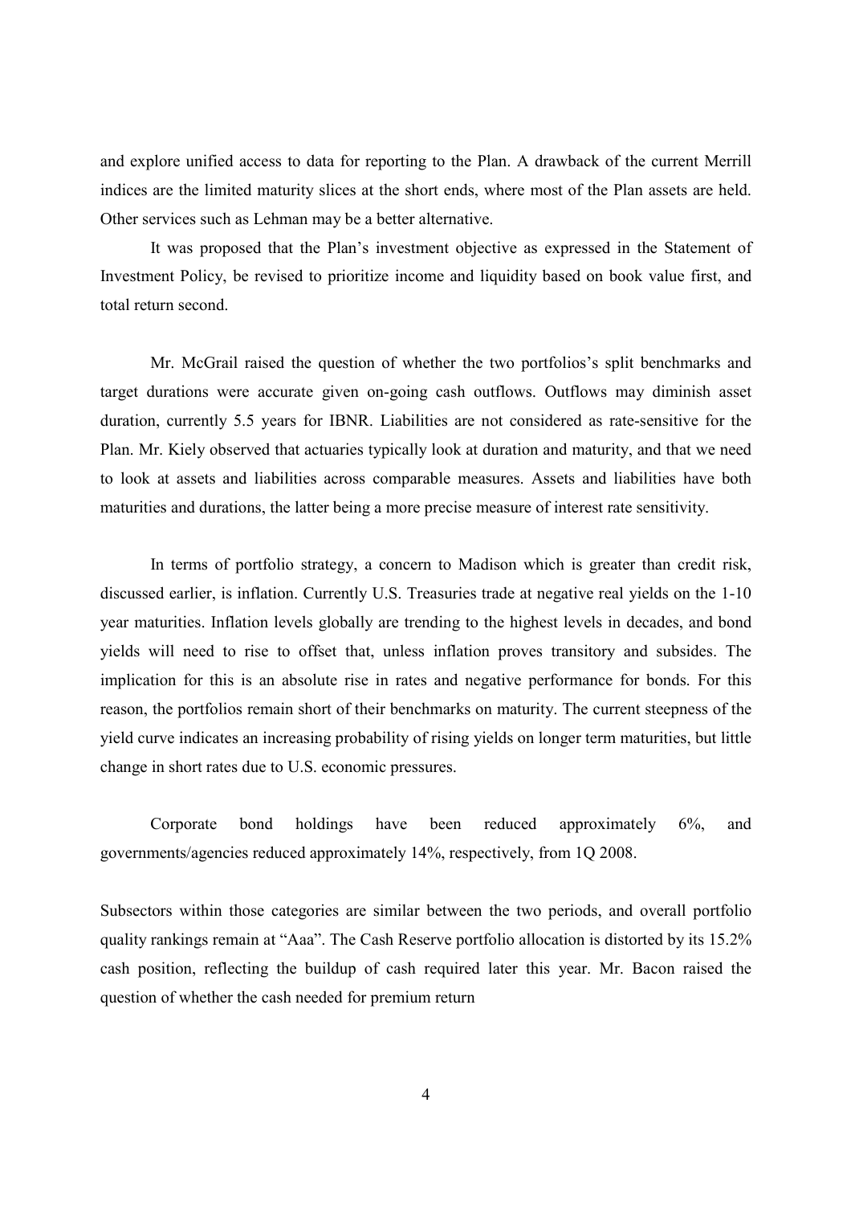and explore unified access to data for reporting to the Plan. A drawback of the current Merrill indices are the limited maturity slices at the short ends, where most of the Plan assets are held. Other services such as Lehman may be a better alternative.

It was proposed that the Plan's investment objective as expressed in the Statement of Investment Policy, be revised to prioritize income and liquidity based on book value first, and total return second.

Mr. McGrail raised the question of whether the two portfolios's split benchmarks and target durations were accurate given on-going cash outflows. Outflows may diminish asset duration, currently 5.5 years for IBNR. Liabilities are not considered as rate-sensitive for the Plan. Mr. Kiely observed that actuaries typically look at duration and maturity, and that we need to look at assets and liabilities across comparable measures. Assets and liabilities have both maturities and durations, the latter being a more precise measure of interest rate sensitivity.

In terms of portfolio strategy, a concern to Madison which is greater than credit risk, discussed earlier, is inflation. Currently U.S. Treasuries trade at negative real yields on the 1-10 year maturities. Inflation levels globally are trending to the highest levels in decades, and bond yields will need to rise to offset that, unless inflation proves transitory and subsides. The implication for this is an absolute rise in rates and negative performance for bonds. For this reason, the portfolios remain short of their benchmarks on maturity. The current steepness of the yield curve indicates an increasing probability of rising yields on longer term maturities, but little change in short rates due to U.S. economic pressures.

Corporate bond holdings have been reduced approximately 6%, and governments/agencies reduced approximately 14%, respectively, from 1Q 2008.

Subsectors within those categories are similar between the two periods, and overall portfolio quality rankings remain at "Aaa". The Cash Reserve portfolio allocation is distorted by its 15.2% cash position, reflecting the buildup of cash required later this year. Mr. Bacon raised the question of whether the cash needed for premium return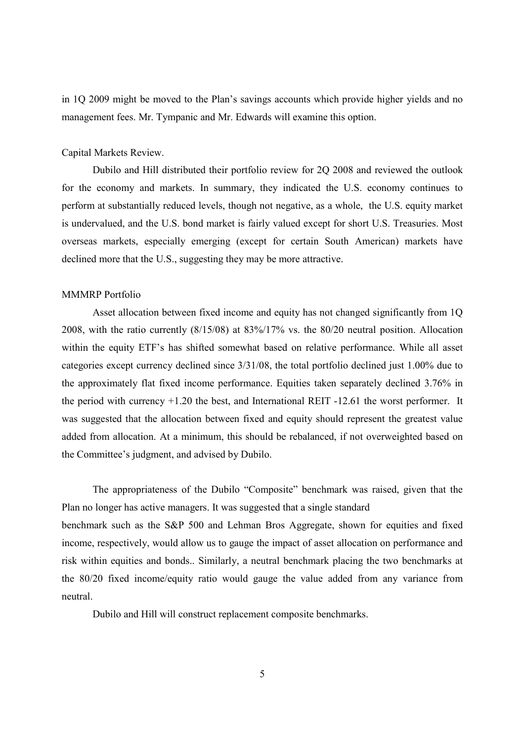in 1Q 2009 might be moved to the Plan's savings accounts which provide higher yields and no management fees. Mr. Tympanic and Mr. Edwards will examine this option.

Capital Markets Review.

Dubilo and Hill distributed their portfolio review for 2Q 2008 and reviewed the outlook for the economy and markets. In summary, they indicated the U.S. economy continues to perform at substantially reduced levels, though not negative, as a whole, the U.S. equity market is undervalued, and the U.S. bond market is fairly valued except for short U.S. Treasuries. Most overseas markets, especially emerging (except for certain South American) markets have declined more that the U.S., suggesting they may be more attractive.

MMMRP Portfolio

Asset allocation between fixed income and equity has not changed significantly from 1Q 2008, with the ratio currently (8/15/08) at 83%/17% vs. the 80/20 neutral position. Allocation within the equity ETF's has shifted somewhat based on relative performance. While all asset categories except currency declined since 3/31/08, the total portfolio declined just 1.00% due to the approximately flat fixed income performance. Equities taken separately declined 3.76% in the period with currency +1.20 the best, and International REIT -12.61 the worst performer. It was suggested that the allocation between fixed and equity should represent the greatest value added from allocation. At a minimum, this should be rebalanced, if not overweighted based on the Committee's judgment, and advised by Dubilo.

The appropriateness of the Dubilo "Composite" benchmark was raised, given that the Plan no longer has active managers. It was suggested that a single standard benchmark such as the S&P 500 and Lehman Bros Aggregate, shown for equities and fixed income, respectively, would allow us to gauge the impact of asset allocation on performance and risk within equities and bonds.. Similarly, a neutral benchmark placing the two benchmarks at the 80/20 fixed income/equity ratio would gauge the value added from any variance from neutral.

Dubilo and Hill will construct replacement composite benchmarks.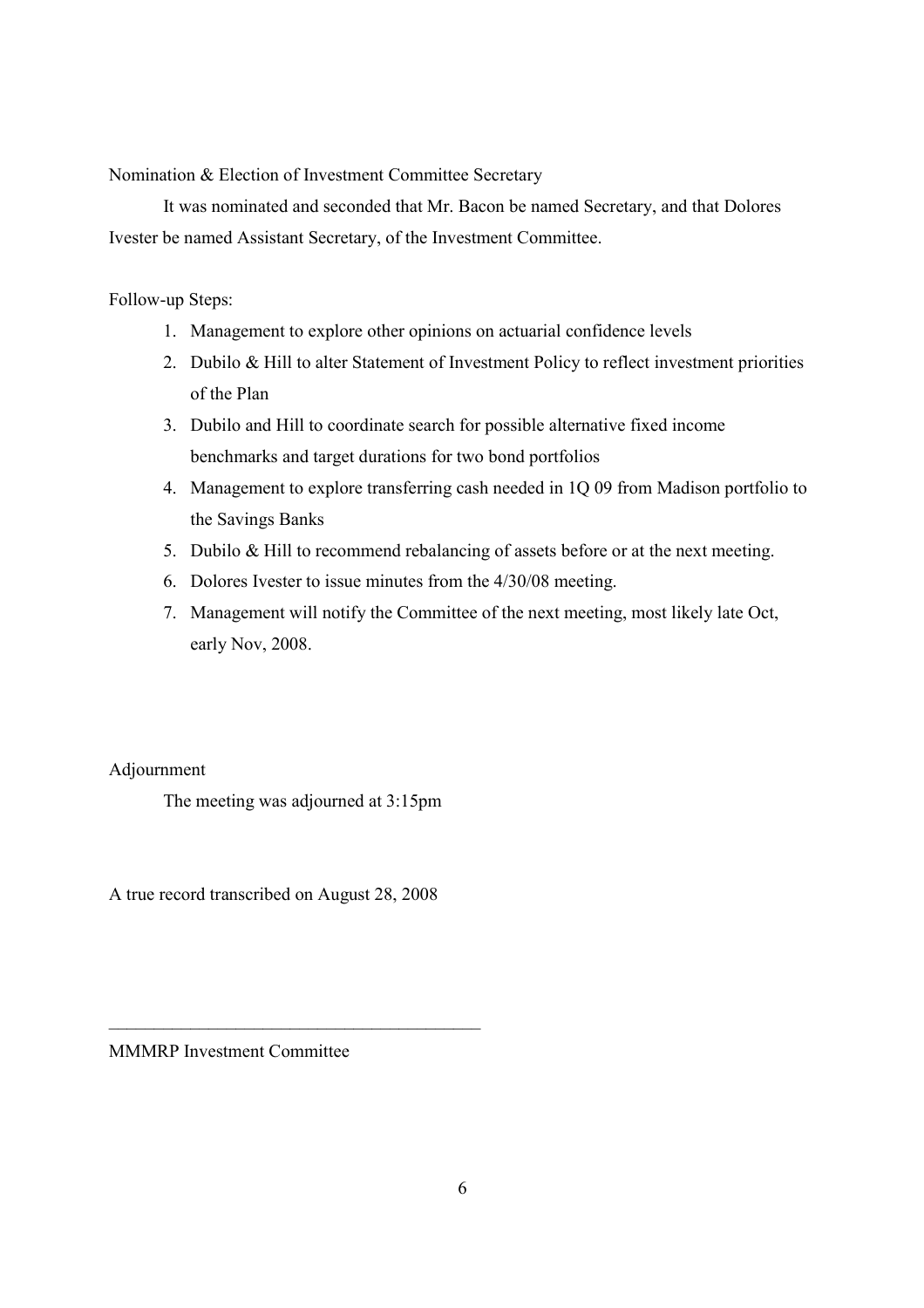Nomination & Election of Investment Committee Secretary

It was nominated and seconded that Mr. Bacon be named Secretary, and that Dolores Ivester be named Assistant Secretary, of the Investment Committee.

Follow-up Steps:

1. Management to explore other opinions on actuarial confidence levels
2. Dubilo & Hill to alter Statement of Investment Policy to reflect investment priorities of the Plan
3. Dubilo and Hill to coordinate search for possible alternative fixed income benchmarks and target durations for two bond portfolios
4. Management to explore transferring cash needed in 1Q 09 from Madison portfolio to the Savings Banks
5. Dubilo & Hill to recommend rebalancing of assets before or at the next meeting.
6. Dolores Ivester to issue minutes from the 4/30/08 meeting.
7. Management will notify the Committee of the next meeting, most likely late Oct, early Nov, 2008.

Adjournment

The meeting was adjourned at 3:15pm

A true record transcribed on August 28, 2008

\_\_\_\_\_\_\_\_\_\_\_\_\_\_\_\_\_\_\_\_\_\_\_\_\_\_\_\_\_\_\_\_\_\_\_\_\_\_\_\_\_

MMMRP Investment Committee